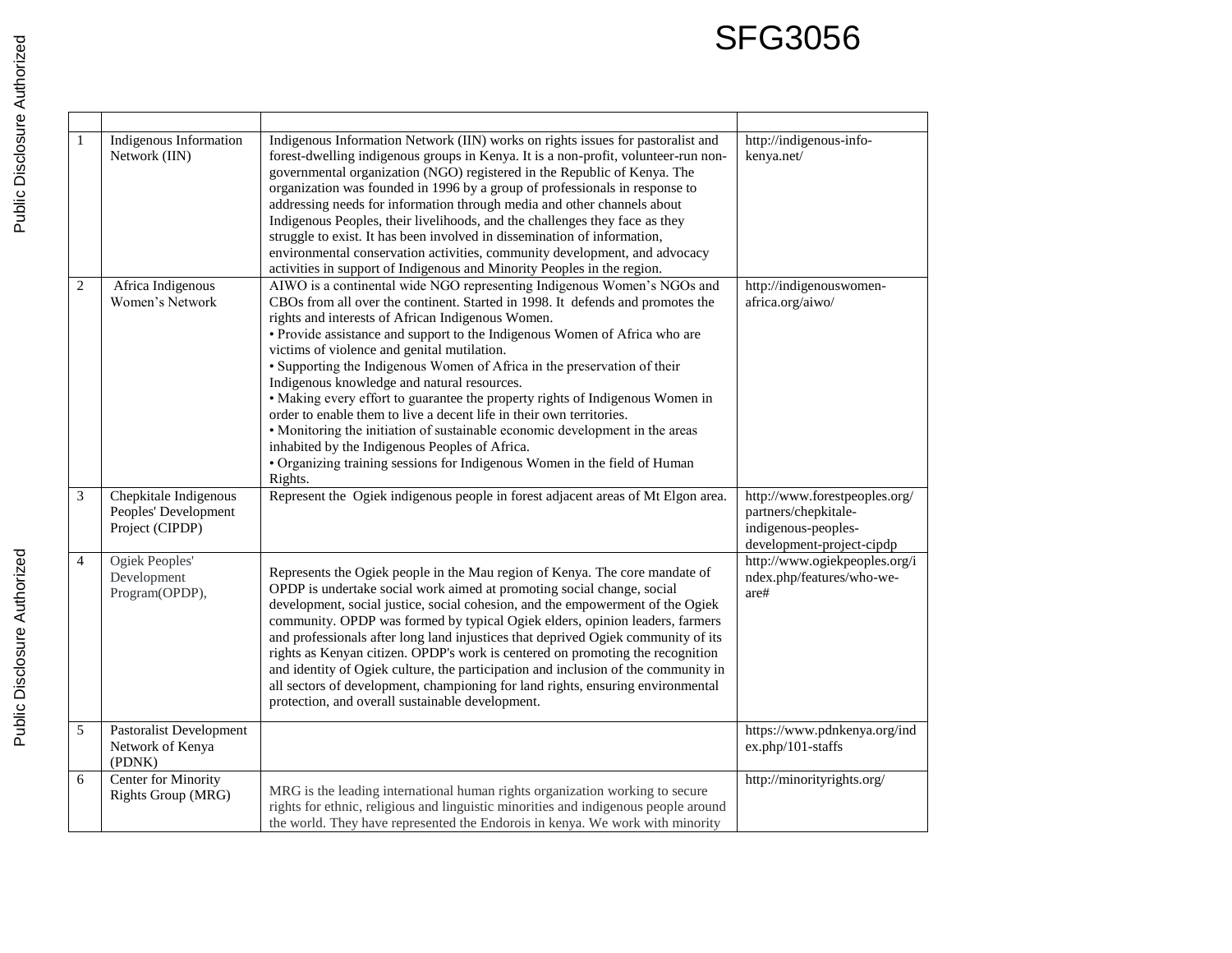SFG3056

| | | | |
|---|---|---|---|
| 1 | Indigenous Information Network (IIN) | Indigenous Information Network (IIN) works on rights issues for pastoralist and forest-dwelling indigenous groups in Kenya. It is a non-profit, volunteer-run non-governmental organization (NGO) registered in the Republic of Kenya. The organization was founded in 1996 by a group of professionals in response to addressing needs for information through media and other channels about Indigenous Peoples, their livelihoods, and the challenges they face as they struggle to exist. It has been involved in dissemination of information, environmental conservation activities, community development, and advocacy activities in support of Indigenous and Minority Peoples in the region. | http://indigenous-info-kenya.net/ |
| 2 | Africa Indigenous Women's Network | AIWO is a continental wide NGO representing Indigenous Women's NGOs and CBOs from all over the continent. Started in 1998. It defends and promotes the rights and interests of African Indigenous Women.<br>• Provide assistance and support to the Indigenous Women of Africa who are victims of violence and genital mutilation.<br>• Supporting the Indigenous Women of Africa in the preservation of their Indigenous knowledge and natural resources.<br>• Making every effort to guarantee the property rights of Indigenous Women in order to enable them to live a decent life in their own territories.<br>• Monitoring the initiation of sustainable economic development in the areas inhabited by the Indigenous Peoples of Africa.<br>• Organizing training sessions for Indigenous Women in the field of Human Rights. | http://indigenouswomen-africa.org/aiwo/ |
| 3 | Chepkitale Indigenous Peoples' Development Project (CIPDP) | Represent the Ogiek indigenous people in forest adjacent areas of Mt Elgon area. | http://www.forestpeoples.org/partners/chepkitale-indigenous-peoples-development-project-cipdp |
| 4 | Ogiek Peoples' Development Program(OPDP), | Represents the Ogiek people in the Mau region of Kenya. The core mandate of OPDP is undertake social work aimed at promoting social change, social development, social justice, social cohesion, and the empowerment of the Ogiek community. OPDP was formed by typical Ogiek elders, opinion leaders, farmers and professionals after long land injustices that deprived Ogiek community of its rights as Kenyan citizen. OPDP's work is centered on promoting the recognition and identity of Ogiek culture, the participation and inclusion of the community in all sectors of development, championing for land rights, ensuring environmental protection, and overall sustainable development. | http://www.ogiekpeoples.org/index.php/features/who-we-are# |
| 5 | Pastoralist Development Network of Kenya (PDNK) | | https://www.pdnkenya.org/index.php/101-staffs |
| 6 | Center for Minority Rights Group (MRG) | MRG is the leading international human rights organization working to secure rights for ethnic, religious and linguistic minorities and indigenous people around the world. They have represented the Endorois in kenya. We work with minority | http://minorityrights.org/ |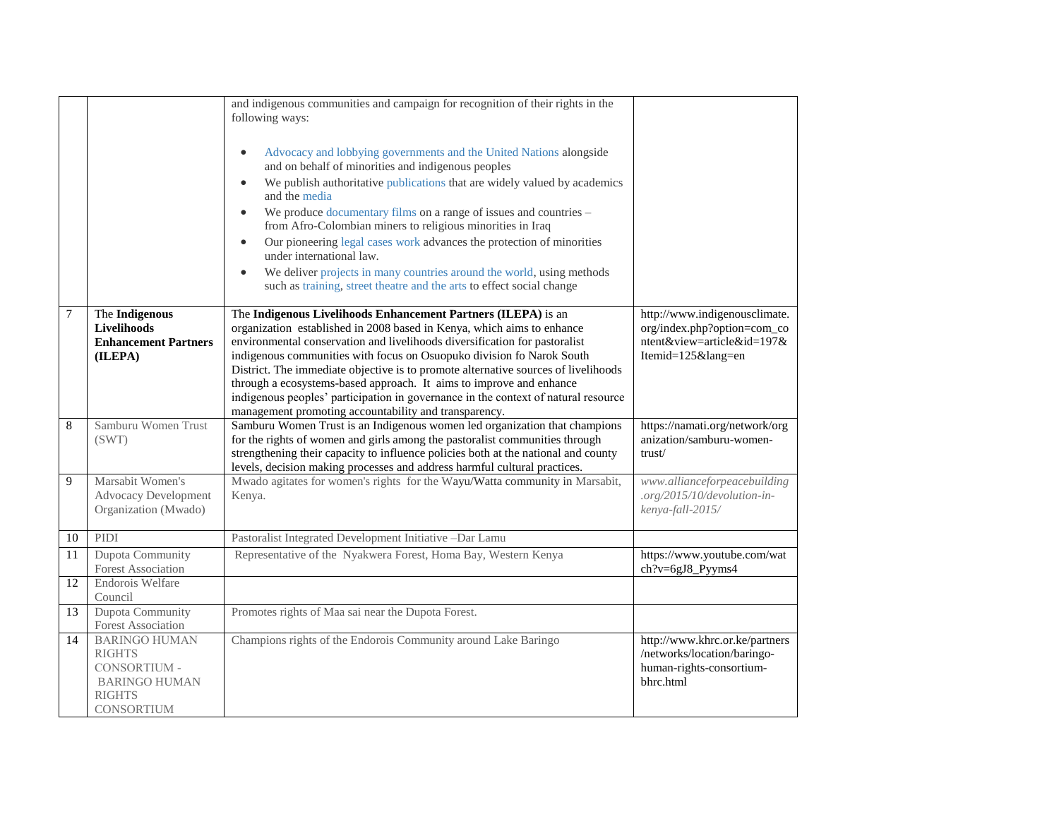| | | | |
|---|---|---|---|
| | | and indigenous communities and campaign for recognition of their rights in the following ways:<br><br>• Advocacy and lobbying governments and the United Nations alongside and on behalf of minorities and indigenous peoples<br>• We publish authoritative publications that are widely valued by academics and the media<br>• We produce documentary films on a range of issues and countries – from Afro-Colombian miners to religious minorities in Iraq<br>• Our pioneering legal cases work advances the protection of minorities under international law.<br>• We deliver projects in many countries around the world, using methods such as training, street theatre and the arts to effect social change | |
| 7 | The **Indigenous Livelihoods Enhancement Partners (ILEPA)** | The **Indigenous Livelihoods Enhancement Partners (ILEPA)** is an organization established in 2008 based in Kenya, which aims to enhance environmental conservation and livelihoods diversification for pastoralist indigenous communities with focus on Osuopuko division fo Narok South District. The immediate objective is to promote alternative sources of livelihoods through a ecosystems-based approach. It aims to improve and enhance indigenous peoples' participation in governance in the context of natural resource management promoting accountability and transparency. | http://www.indigenousclimate.org/index.php?option=com_content&view=article&id=197&Itemid=125&lang=en |
| 8 | Samburu Women Trust (SWT) | Samburu Women Trust is an Indigenous women led organization that champions for the rights of women and girls among the pastoralist communities through strengthening their capacity to influence policies both at the national and county levels, decision making processes and address harmful cultural practices. | https://namati.org/network/organization/samburu-women-trust/ |
| 9 | Marsabit Women's Advocacy Development Organization (Mwado) | Mwado agitates for women's rights for the Wayu/Watta community in Marsabit, Kenya. | *www.allianceforpeacebuilding.org/2015/10/devolution-in-kenya-fall-2015/* |
| 10 | PIDI | Pastoralist Integrated Development Initiative –Dar Lamu | |
| 11 | Dupota Community Forest Association | Representative of the Nyakwera Forest, Homa Bay, Western Kenya | https://www.youtube.com/watch?v=6gJ8_Pyyms4 |
| 12 | Endorois Welfare Council | | |
| 13 | Dupota Community Forest Association | Promotes rights of Maa sai near the Dupota Forest. | |
| 14 | BARINGO HUMAN RIGHTS CONSORTIUM - BARINGO HUMAN RIGHTS CONSORTIUM | Champions rights of the Endorois Community around Lake Baringo | http://www.khrc.or.ke/partners/networks/location/baringo-human-rights-consortium-bhrc.html |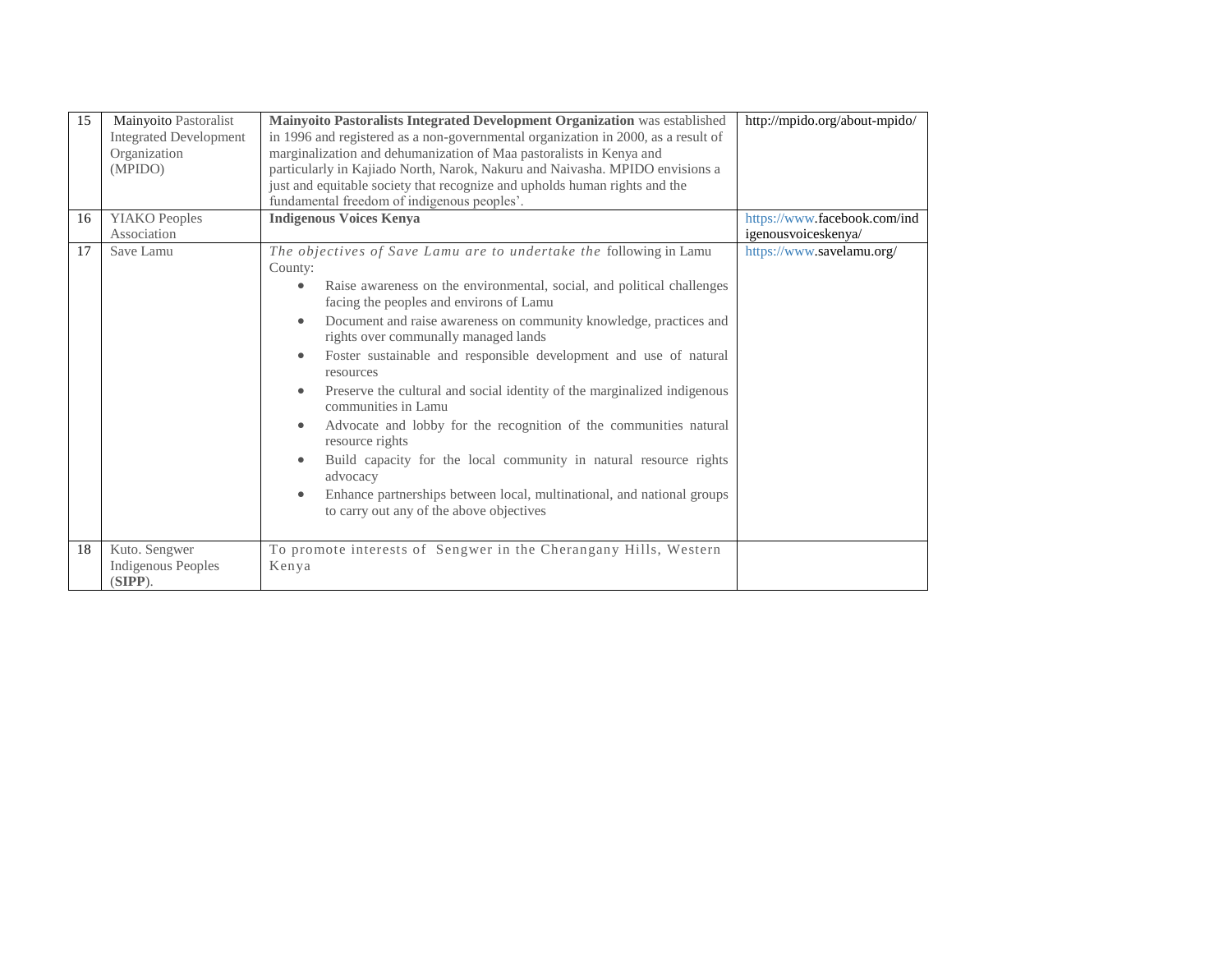| | | | |
|---|---|---|---|
| 15 | Mainyoito Pastoralist Integrated Development Organization (MPIDO) | **Mainyoito Pastoralists Integrated Development Organization** was established in 1996 and registered as a non-governmental organization in 2000, as a result of marginalization and dehumanization of Maa pastoralists in Kenya and particularly in Kajiado North, Narok, Nakuru and Naivasha. MPIDO envisions a just and equitable society that recognize and upholds human rights and the fundamental freedom of indigenous peoples'. | http://mpido.org/about-mpido/ |
| 16 | YIAKO Peoples Association | **Indigenous Voices Kenya** | https://www.facebook.com/indigenousvoiceskenya/ |
| 17 | Save Lamu | *The objectives of Save Lamu are to undertake the* following in Lamu County:<br>• Raise awareness on the environmental, social, and political challenges facing the peoples and environs of Lamu<br>• Document and raise awareness on community knowledge, practices and rights over communally managed lands<br>• Foster sustainable and responsible development and use of natural resources<br>• Preserve the cultural and social identity of the marginalized indigenous communities in Lamu<br>• Advocate and lobby for the recognition of the communities natural resource rights<br>• Build capacity for the local community in natural resource rights advocacy<br>• Enhance partnerships between local, multinational, and national groups to carry out any of the above objectives | https://www.savelamu.org/ |
| 18 | Kuto. Sengwer Indigenous Peoples (**SIPP**). | To promote interests of Sengwer in the Cherangany Hills, Western Kenya | |